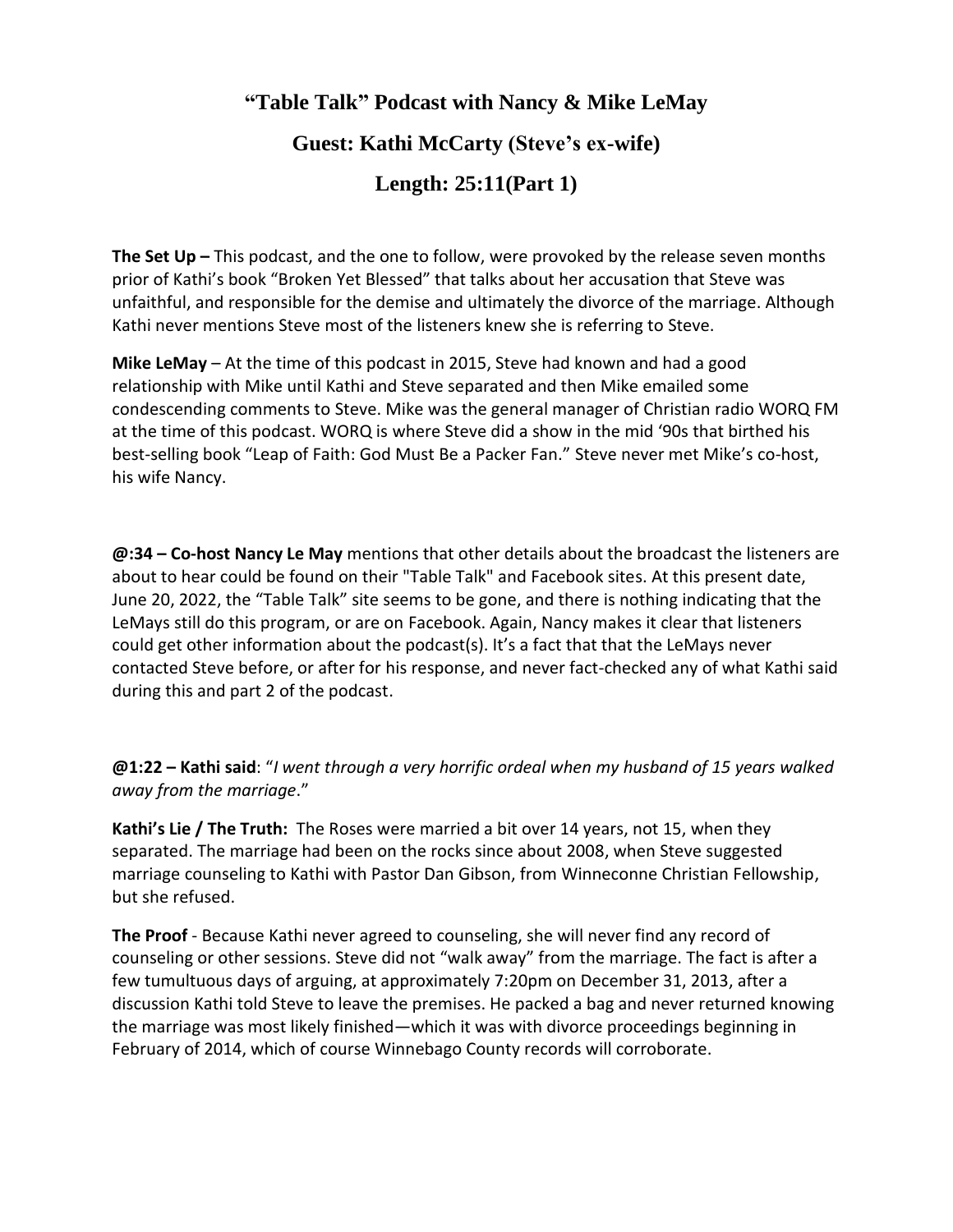# "Table Talk" Podcast with Nancy & Mike LeMay

## Guest: Kathi McCarty (Steve's ex-wife)

## Length: 25:11(Part 1)

**The Set Up –** This podcast, and the one to follow, were provoked by the release seven months prior of Kathi's book "Broken Yet Blessed" that talks about her accusation that Steve was unfaithful, and responsible for the demise and ultimately the divorce of the marriage. Although Kathi never mentions Steve most of the listeners knew she is referring to Steve.

**Mike LeMay** – At the time of this podcast in 2015, Steve had known and had a good relationship with Mike until Kathi and Steve separated and then Mike emailed some condescending comments to Steve. Mike was the general manager of Christian radio WORQ FM at the time of this podcast. WORQ is where Steve did a show in the mid '90s that birthed his best-selling book "Leap of Faith: God Must Be a Packer Fan." Steve never met Mike's co-host, his wife Nancy.

**@:34 – Co-host Nancy Le May** mentions that other details about the broadcast the listeners are about to hear could be found on their "Table Talk" and Facebook sites. At this present date, June 20, 2022, the "Table Talk" site seems to be gone, and there is nothing indicating that the LeMays still do this program, or are on Facebook. Again, Nancy makes it clear that listeners could get other information about the podcast(s). It's a fact that that the LeMays never contacted Steve before, or after for his response, and never fact-checked any of what Kathi said during this and part 2 of the podcast.

**@1:22 – Kathi said**: "*I went through a very horrific ordeal when my husband of 15 years walked away from the marriage*."

**Kathi's Lie / The Truth:** The Roses were married a bit over 14 years, not 15, when they separated. The marriage had been on the rocks since about 2008, when Steve suggested marriage counseling to Kathi with Pastor Dan Gibson, from Winneconne Christian Fellowship, but she refused.

**The Proof** - Because Kathi never agreed to counseling, she will never find any record of counseling or other sessions. Steve did not "walk away" from the marriage. The fact is after a few tumultuous days of arguing, at approximately 7:20pm on December 31, 2013, after a discussion Kathi told Steve to leave the premises. He packed a bag and never returned knowing the marriage was most likely finished—which it was with divorce proceedings beginning in February of 2014, which of course Winnebago County records will corroborate.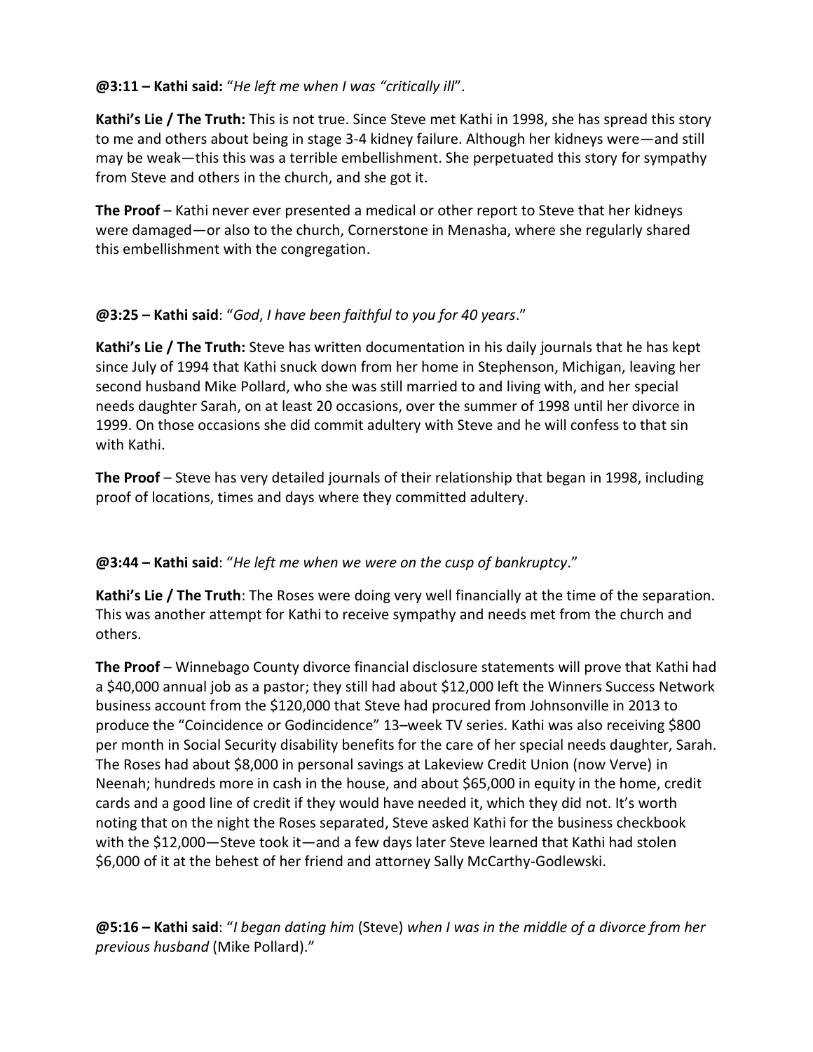**@3:11 – Kathi said:** "*He left me when I was "critically ill*".

**Kathi's Lie / The Truth:** This is not true. Since Steve met Kathi in 1998, she has spread this story to me and others about being in stage 3-4 kidney failure. Although her kidneys were—and still may be weak—this this was a terrible embellishment. She perpetuated this story for sympathy from Steve and others in the church, and she got it.

**The Proof** – Kathi never ever presented a medical or other report to Steve that her kidneys were damaged—or also to the church, Cornerstone in Menasha, where she regularly shared this embellishment with the congregation.

**@3:25 – Kathi said**: "*God*, *I have been faithful to you for 40 years*."

**Kathi's Lie / The Truth:** Steve has written documentation in his daily journals that he has kept since July of 1994 that Kathi snuck down from her home in Stephenson, Michigan, leaving her second husband Mike Pollard, who she was still married to and living with, and her special needs daughter Sarah, on at least 20 occasions, over the summer of 1998 until her divorce in 1999. On those occasions she did commit adultery with Steve and he will confess to that sin with Kathi.

**The Proof** – Steve has very detailed journals of their relationship that began in 1998, including proof of locations, times and days where they committed adultery.

**@3:44 – Kathi said**: "*He left me when we were on the cusp of bankruptcy*."

**Kathi's Lie / The Truth**: The Roses were doing very well financially at the time of the separation. This was another attempt for Kathi to receive sympathy and needs met from the church and others.

**The Proof** – Winnebago County divorce financial disclosure statements will prove that Kathi had a $40,000 annual job as a pastor; they still had about $12,000 left the Winners Success Network business account from the $120,000 that Steve had procured from Johnsonville in 2013 to produce the "Coincidence or Godincidence" 13–week TV series. Kathi was also receiving $800 per month in Social Security disability benefits for the care of her special needs daughter, Sarah. The Roses had about $8,000 in personal savings at Lakeview Credit Union (now Verve) in Neenah; hundreds more in cash in the house, and about $65,000 in equity in the home, credit cards and a good line of credit if they would have needed it, which they did not. It's worth noting that on the night the Roses separated, Steve asked Kathi for the business checkbook with the $12,000—Steve took it—and a few days later Steve learned that Kathi had stolen $6,000 of it at the behest of her friend and attorney Sally McCarthy-Godlewski.

**@5:16 – Kathi said**: "*I began dating him* (Steve) *when I was in the middle of a divorce from her previous husband* (Mike Pollard)."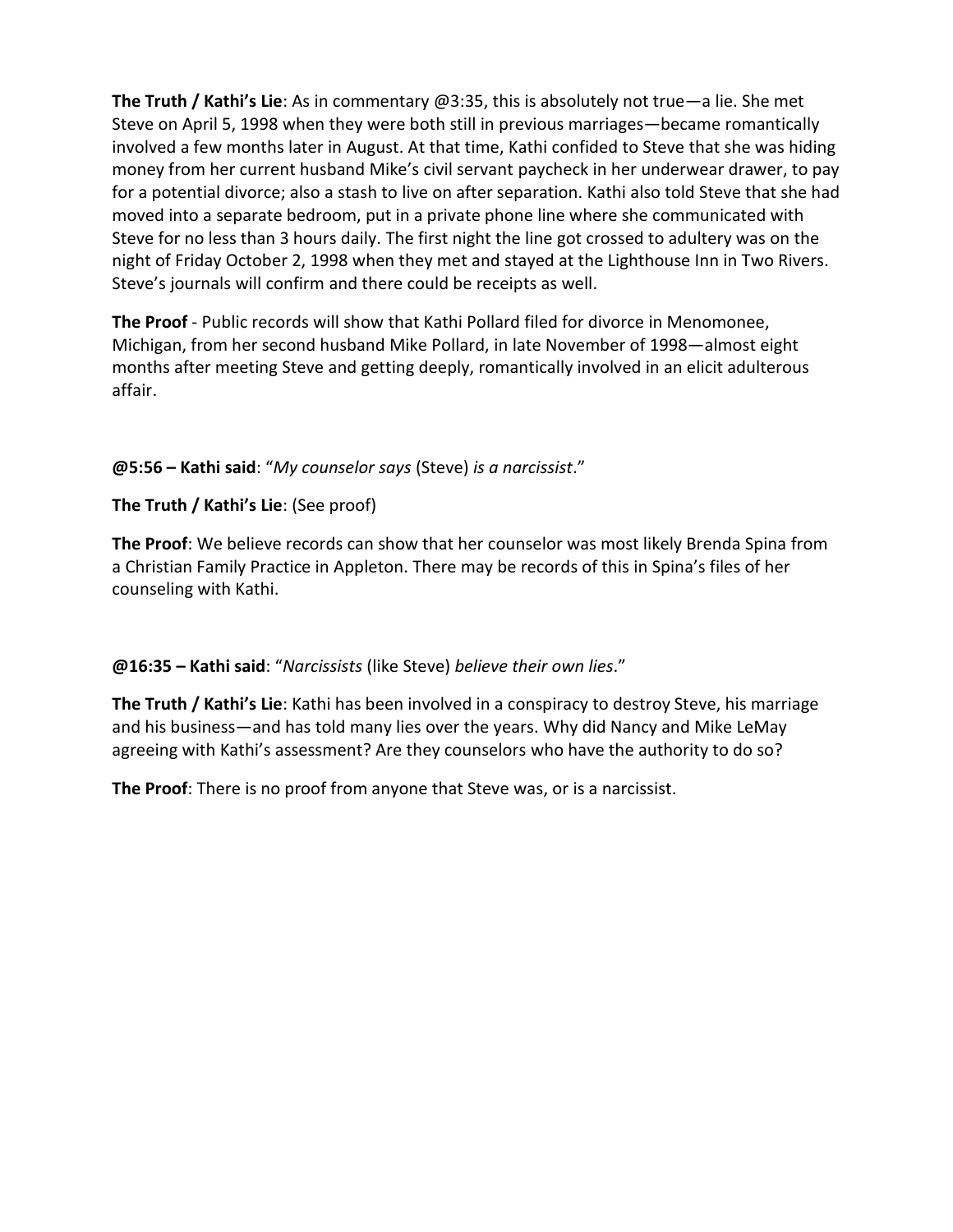**The Truth / Kathi's Lie**: As in commentary @3:35, this is absolutely not true—a lie. She met Steve on April 5, 1998 when they were both still in previous marriages—became romantically involved a few months later in August. At that time, Kathi confided to Steve that she was hiding money from her current husband Mike's civil servant paycheck in her underwear drawer, to pay for a potential divorce; also a stash to live on after separation. Kathi also told Steve that she had moved into a separate bedroom, put in a private phone line where she communicated with Steve for no less than 3 hours daily. The first night the line got crossed to adultery was on the night of Friday October 2, 1998 when they met and stayed at the Lighthouse Inn in Two Rivers. Steve's journals will confirm and there could be receipts as well.

**The Proof** - Public records will show that Kathi Pollard filed for divorce in Menomonee, Michigan, from her second husband Mike Pollard, in late November of 1998—almost eight months after meeting Steve and getting deeply, romantically involved in an elicit adulterous affair.

**@5:56 – Kathi said**: "*My counselor says* (Steve) *is a narcissist*."

**The Truth / Kathi's Lie**: (See proof)

**The Proof**: We believe records can show that her counselor was most likely Brenda Spina from a Christian Family Practice in Appleton. There may be records of this in Spina's files of her counseling with Kathi.

**@16:35 – Kathi said**: "*Narcissists* (like Steve) *believe their own lies*."

**The Truth / Kathi's Lie**: Kathi has been involved in a conspiracy to destroy Steve, his marriage and his business—and has told many lies over the years. Why did Nancy and Mike LeMay agreeing with Kathi's assessment? Are they counselors who have the authority to do so?

**The Proof**: There is no proof from anyone that Steve was, or is a narcissist.